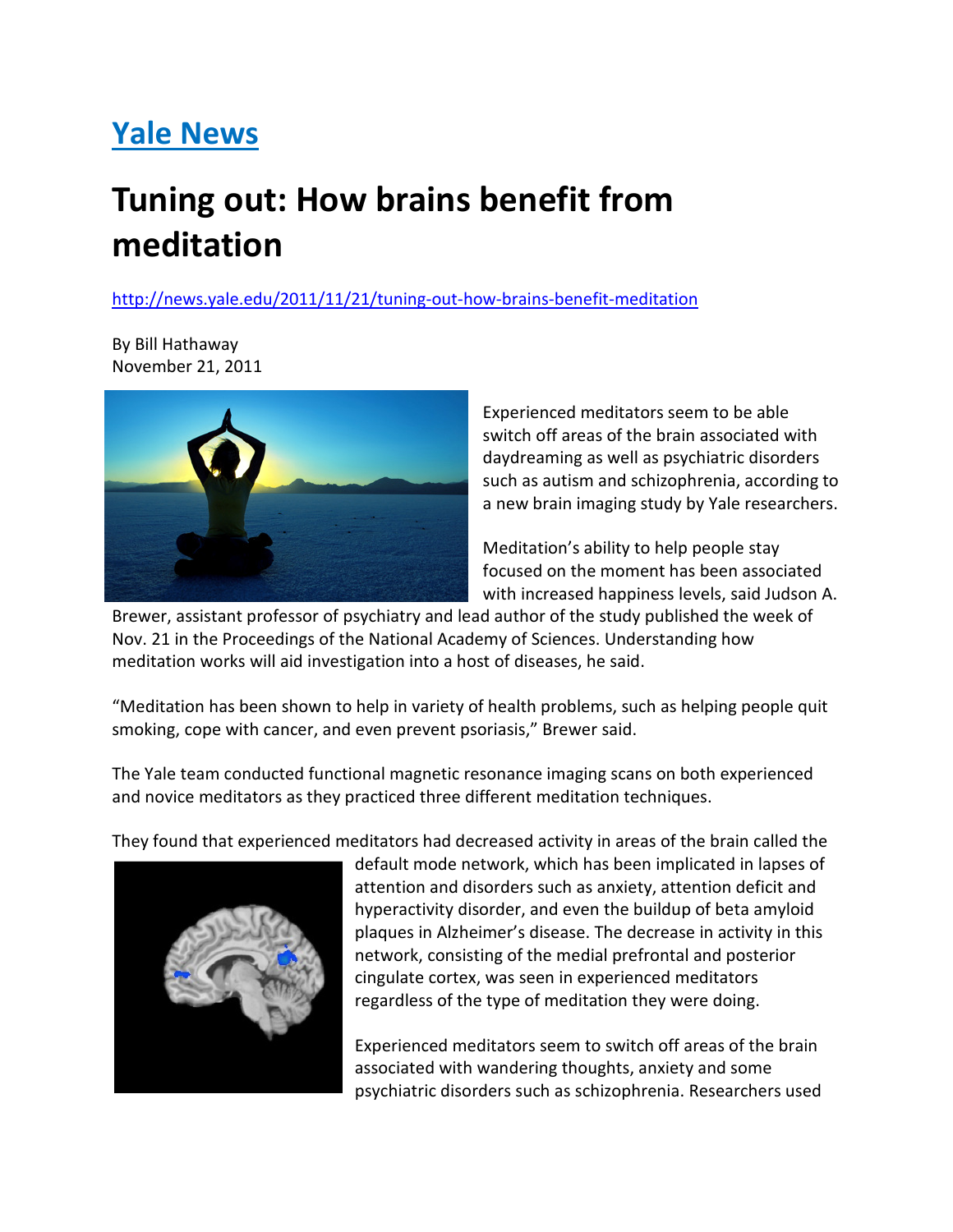# [Yale News](http://news.yale.edu)

# Tuning out: How brains benefit from meditation

http://news.yale.edu/2011/11/21/tuning-out-how-brains-benefit-meditation

By Bill Hathaway
November 21, 2011

Experienced meditators seem to be able switch off areas of the brain associated with daydreaming as well as psychiatric disorders such as autism and schizophrenia, according to a new brain imaging study by Yale researchers.

Meditation's ability to help people stay focused on the moment has been associated with increased happiness levels, said Judson A. Brewer, assistant professor of psychiatry and lead author of the study published the week of Nov. 21 in the Proceedings of the National Academy of Sciences. Understanding how meditation works will aid investigation into a host of diseases, he said.

"Meditation has been shown to help in variety of health problems, such as helping people quit smoking, cope with cancer, and even prevent psoriasis," Brewer said.

The Yale team conducted functional magnetic resonance imaging scans on both experienced and novice meditators as they practiced three different meditation techniques.

They found that experienced meditators had decreased activity in areas of the brain called the default mode network, which has been implicated in lapses of attention and disorders such as anxiety, attention deficit and hyperactivity disorder, and even the buildup of beta amyloid plaques in Alzheimer's disease. The decrease in activity in this network, consisting of the medial prefrontal and posterior cingulate cortex, was seen in experienced meditators regardless of the type of meditation they were doing.

Experienced meditators seem to switch off areas of the brain associated with wandering thoughts, anxiety and some psychiatric disorders such as schizophrenia. Researchers used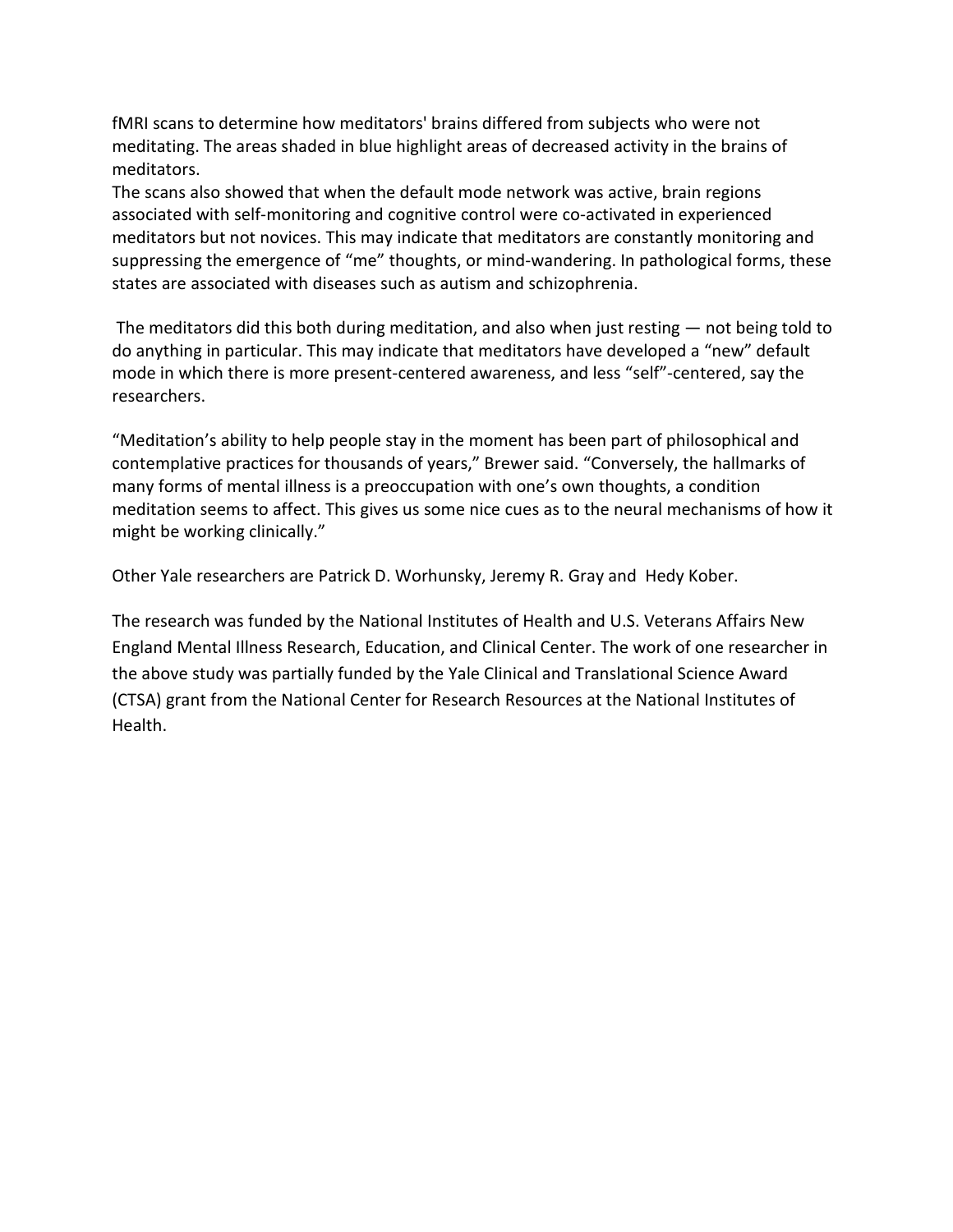fMRI scans to determine how meditators' brains differed from subjects who were not meditating. The areas shaded in blue highlight areas of decreased activity in the brains of meditators.

The scans also showed that when the default mode network was active, brain regions associated with self-monitoring and cognitive control were co-activated in experienced meditators but not novices. This may indicate that meditators are constantly monitoring and suppressing the emergence of “me” thoughts, or mind-wandering. In pathological forms, these states are associated with diseases such as autism and schizophrenia.

The meditators did this both during meditation, and also when just resting — not being told to do anything in particular. This may indicate that meditators have developed a “new” default mode in which there is more present-centered awareness, and less “self”-centered, say the researchers.

“Meditation’s ability to help people stay in the moment has been part of philosophical and contemplative practices for thousands of years,” Brewer said. “Conversely, the hallmarks of many forms of mental illness is a preoccupation with one’s own thoughts, a condition meditation seems to affect. This gives us some nice cues as to the neural mechanisms of how it might be working clinically.”

Other Yale researchers are Patrick D. Worhunsky, Jeremy R. Gray and Hedy Kober.

The research was funded by the National Institutes of Health and U.S. Veterans Affairs New England Mental Illness Research, Education, and Clinical Center. The work of one researcher in the above study was partially funded by the Yale Clinical and Translational Science Award (CTSA) grant from the National Center for Research Resources at the National Institutes of Health.